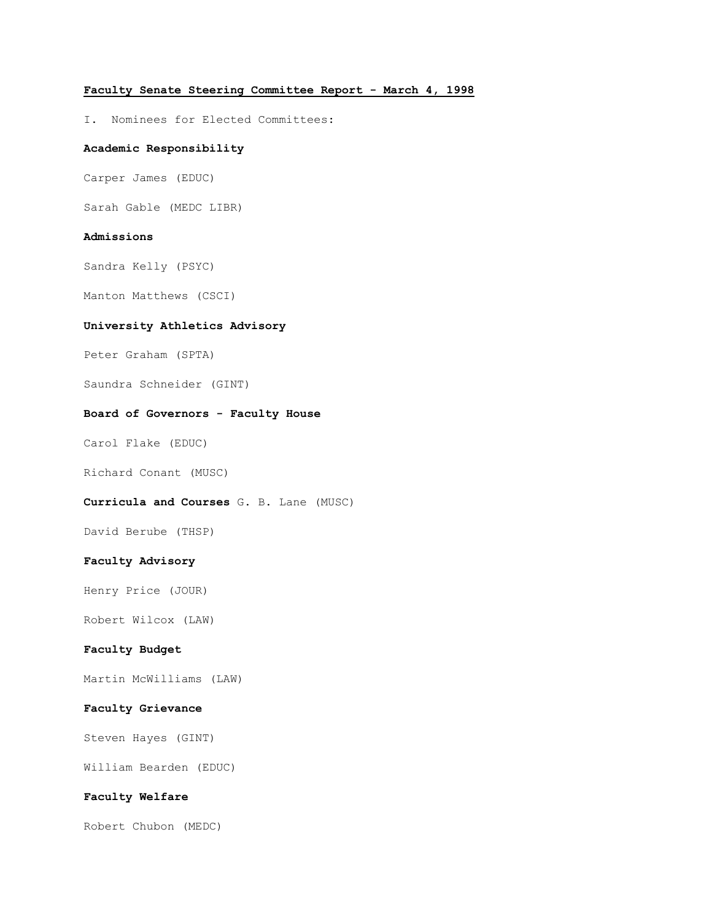**Faculty Senate Steering Committee Report - March 4, 1998**

I. Nominees for Elected Committees:

**Academic Responsibility**

Carper James (EDUC)

Sarah Gable (MEDC LIBR)

**Admissions**

Sandra Kelly (PSYC)

Manton Matthews (CSCI)

**University Athletics Advisory**

Peter Graham (SPTA)

Saundra Schneider (GINT)

**Board of Governors - Faculty House**

Carol Flake (EDUC)

Richard Conant (MUSC)

**Curricula and Courses** G. B. Lane (MUSC)

David Berube (THSP)

**Faculty Advisory**

Henry Price (JOUR)

Robert Wilcox (LAW)

**Faculty Budget**

Martin McWilliams (LAW)

**Faculty Grievance**

Steven Hayes (GINT)

William Bearden (EDUC)

**Faculty Welfare**

Robert Chubon (MEDC)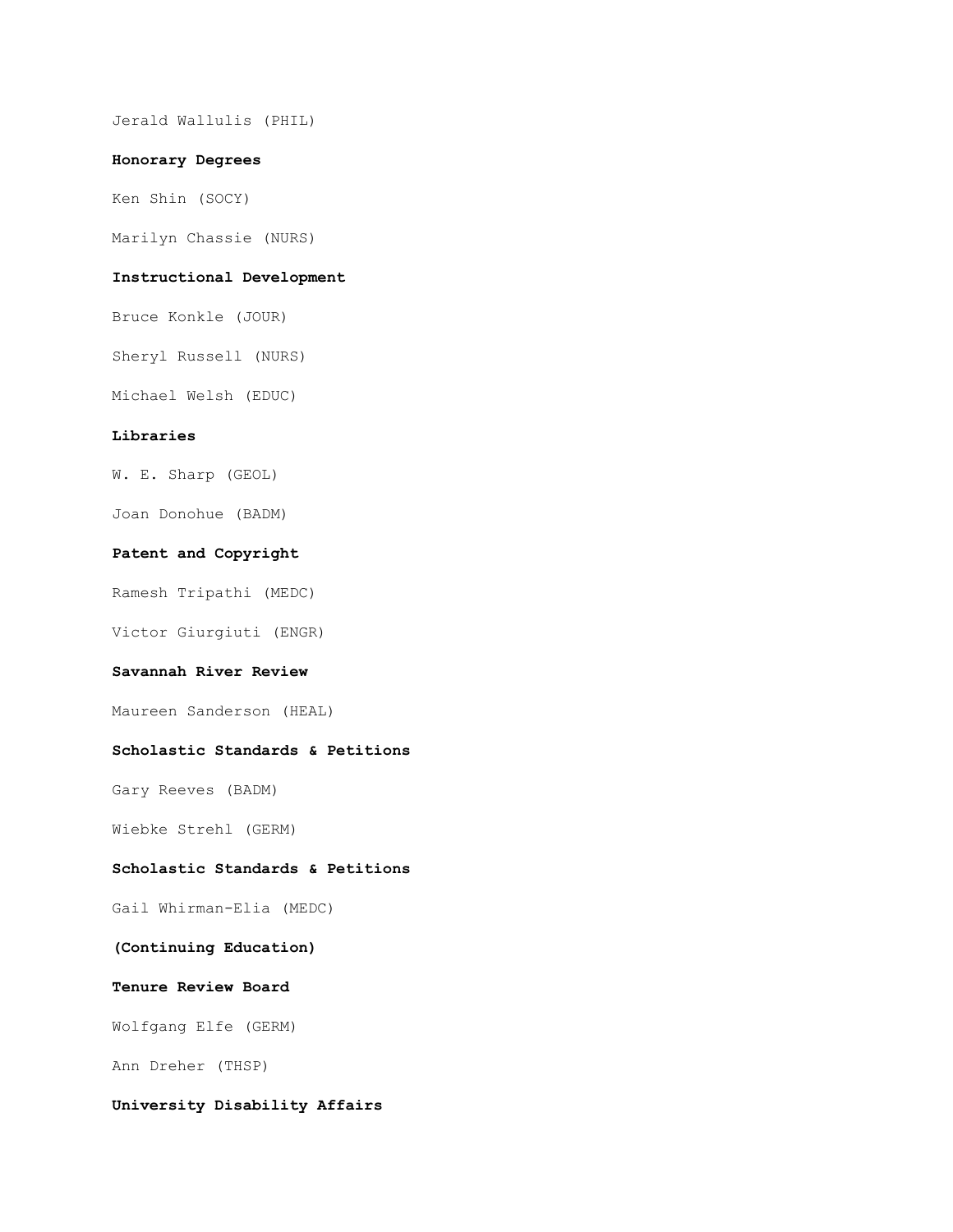Jerald Wallulis (PHIL)

**Honorary Degrees**

Ken Shin (SOCY)

Marilyn Chassie (NURS)

**Instructional Development**

Bruce Konkle (JOUR)

Sheryl Russell (NURS)

Michael Welsh (EDUC)

**Libraries**

W. E. Sharp (GEOL)

Joan Donohue (BADM)

**Patent and Copyright**

Ramesh Tripathi (MEDC)

Victor Giurgiuti (ENGR)

**Savannah River Review**

Maureen Sanderson (HEAL)

**Scholastic Standards & Petitions**

Gary Reeves (BADM)

Wiebke Strehl (GERM)

**Scholastic Standards & Petitions**

Gail Whirman-Elia (MEDC)

**(Continuing Education)**

**Tenure Review Board**

Wolfgang Elfe (GERM)

Ann Dreher (THSP)

**University Disability Affairs**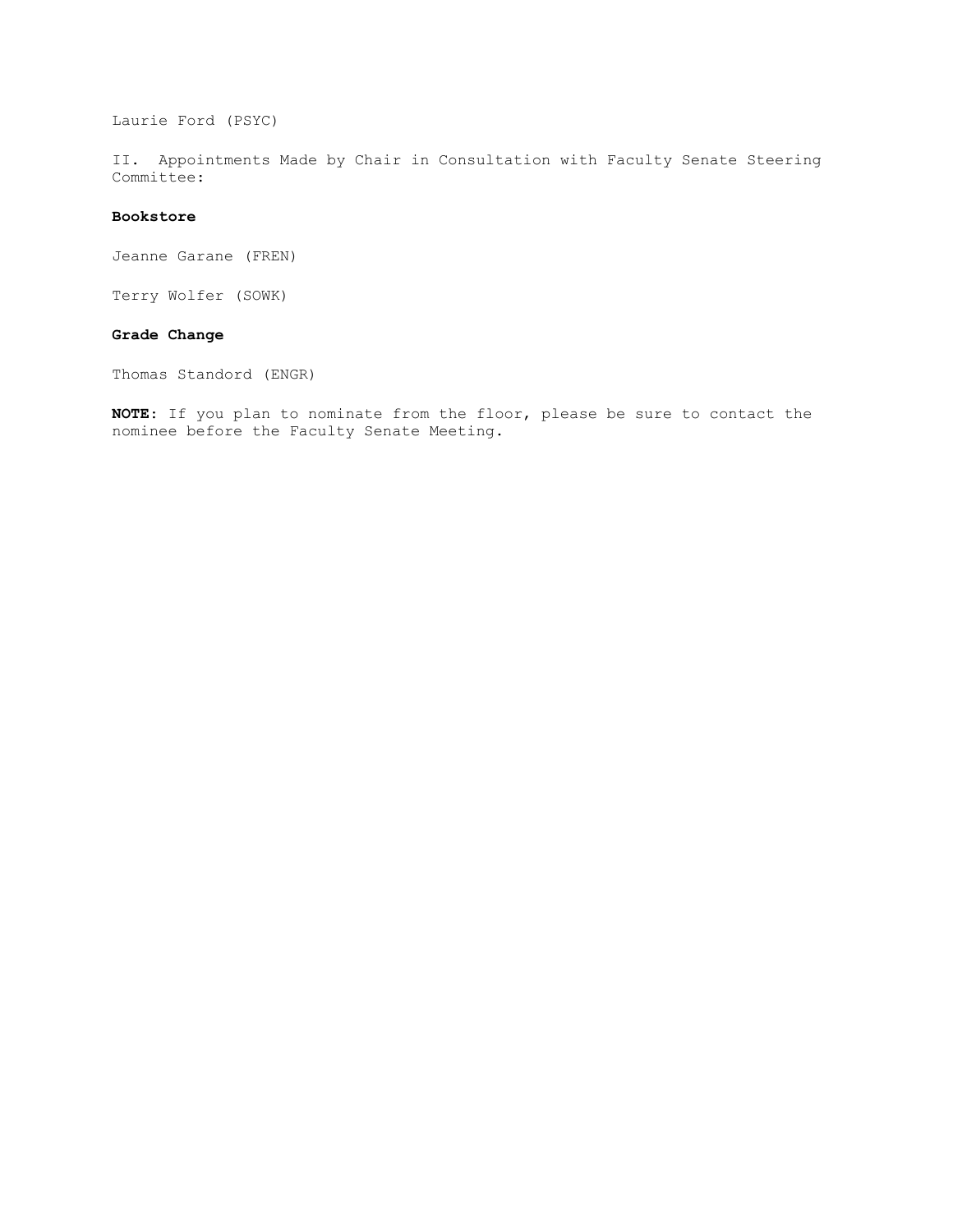Laurie Ford (PSYC)

II. Appointments Made by Chair in Consultation with Faculty Senate Steering Committee:

**Bookstore**

Jeanne Garane (FREN)

Terry Wolfer (SOWK)

**Grade Change**

Thomas Standord (ENGR)

**NOTE**: If you plan to nominate from the floor, please be sure to contact the nominee before the Faculty Senate Meeting.